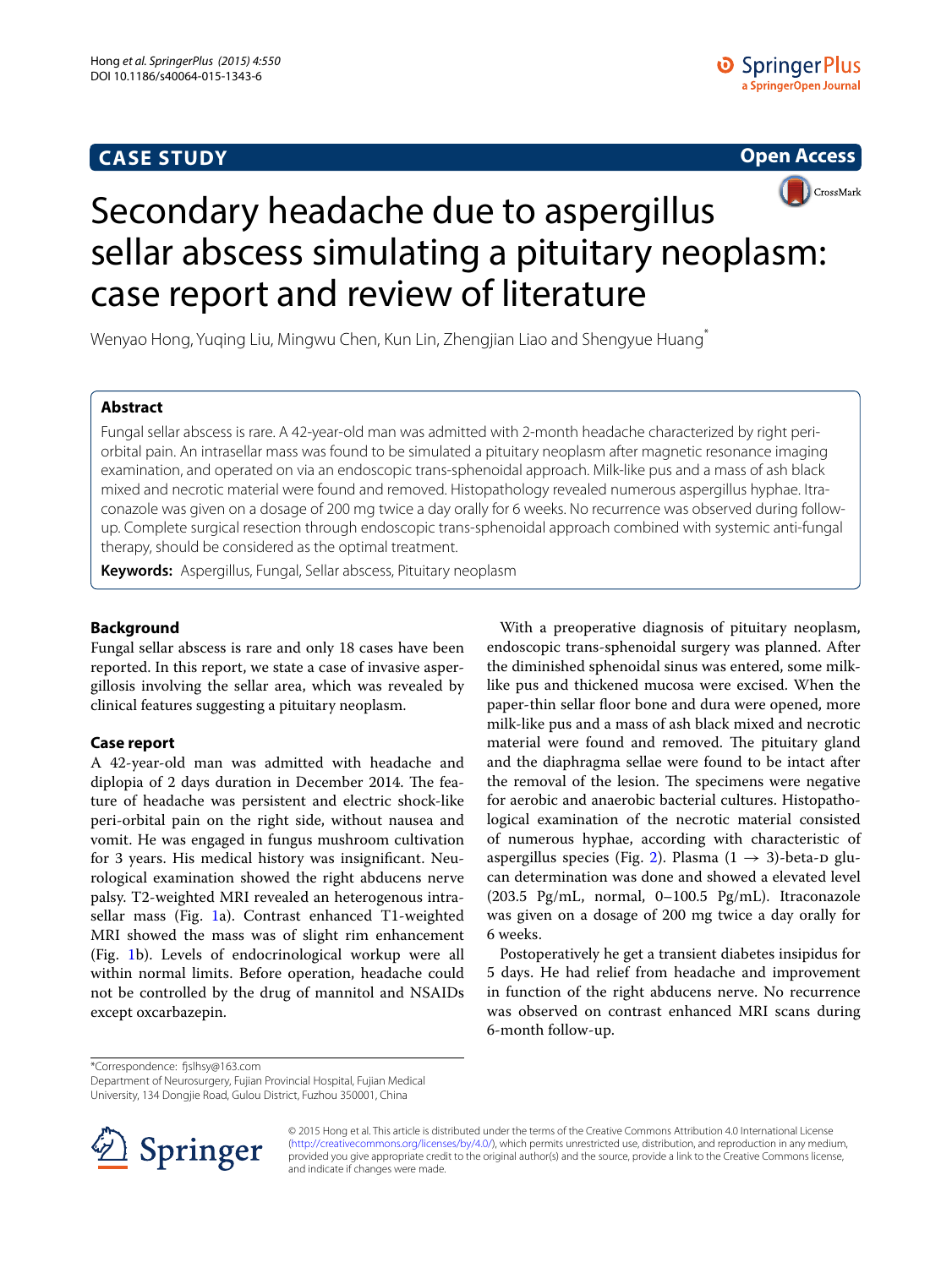CASE STUDY

Open Access

# Secondary headache due to aspergillus sellar abscess simulating a pituitary neoplasm: case report and review of literature

Wenyao Hong, Yuqing Liu, Mingwu Chen, Kun Lin, Zhengjian Liao and Shengyue Huang*

## Abstract

Fungal sellar abscess is rare. A 42-year-old man was admitted with 2-month headache characterized by right peri-orbital pain. An intrasellar mass was found to be simulated a pituitary neoplasm after magnetic resonance imaging examination, and operated on via an endoscopic trans-sphenoidal approach. Milk-like pus and a mass of ash black mixed and necrotic material were found and removed. Histopathology revealed numerous aspergillus hyphae. Itraconazole was given on a dosage of 200 mg twice a day orally for 6 weeks. No recurrence was observed during follow-up. Complete surgical resection through endoscopic trans-sphenoidal approach combined with systemic anti-fungal therapy, should be considered as the optimal treatment.

**Keywords:** Aspergillus, Fungal, Sellar abscess, Pituitary neoplasm

## Background

Fungal sellar abscess is rare and only 18 cases have been reported. In this report, we state a case of invasive aspergillosis involving the sellar area, which was revealed by clinical features suggesting a pituitary neoplasm.

## Case report

A 42-year-old man was admitted with headache and diplopia of 2 days duration in December 2014. The feature of headache was persistent and electric shock-like peri-orbital pain on the right side, without nausea and vomit. He was engaged in fungus mushroom cultivation for 3 years. His medical history was insignificant. Neurological examination showed the right abducens nerve palsy. T2-weighted MRI revealed an heterogenous intrasellar mass (Fig. 1a). Contrast enhanced T1-weighted MRI showed the mass was of slight rim enhancement (Fig. 1b). Levels of endocrinological workup were all within normal limits. Before operation, headache could not be controlled by the drug of mannitol and NSAIDs except oxcarbazepin.

With a preoperative diagnosis of pituitary neoplasm, endoscopic trans-sphenoidal surgery was planned. After the diminished sphenoidal sinus was entered, some milk-like pus and thickened mucosa were excised. When the paper-thin sellar floor bone and dura were opened, more milk-like pus and a mass of ash black mixed and necrotic material were found and removed. The pituitary gland and the diaphragma sellae were found to be intact after the removal of the lesion. The specimens were negative for aerobic and anaerobic bacterial cultures. Histopathological examination of the necrotic material consisted of numerous hyphae, according with characteristic of aspergillus species (Fig. 2). Plasma $(1 \rightarrow 3)$-beta-D glucan determination was done and showed a elevated level (203.5 Pg/mL, normal, 0–100.5 Pg/mL). Itraconazole was given on a dosage of 200 mg twice a day orally for 6 weeks.

Postoperatively he get a transient diabetes insipidus for 5 days. He had relief from headache and improvement in function of the right abducens nerve. No recurrence was observed on contrast enhanced MRI scans during 6-month follow-up.

*Correspondence: fjslhsy@163.com
Department of Neurosurgery, Fujian Provincial Hospital, Fujian Medical University, 134 Dongjie Road, Gulou District, Fuzhou 350001, China

© 2015 Hong et al. This article is distributed under the terms of the Creative Commons Attribution 4.0 International License (http://creativecommons.org/licenses/by/4.0/), which permits unrestricted use, distribution, and reproduction in any medium, provided you give appropriate credit to the original author(s) and the source, provide a link to the Creative Commons license, and indicate if changes were made.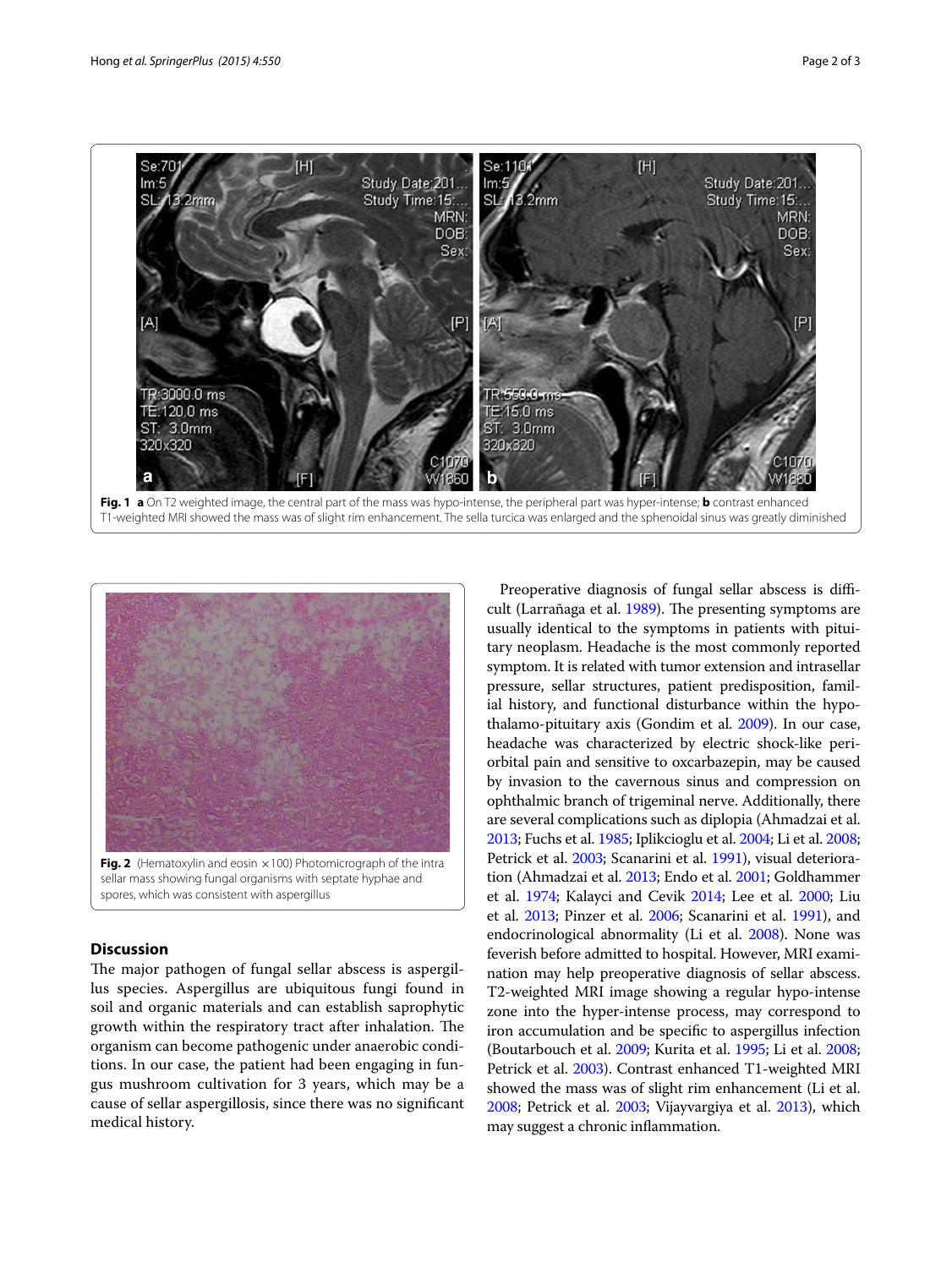Fig. 1 **a** On T2 weighted image, the central part of the mass was hypo-intense, the peripheral part was hyper-intense; **b** contrast enhanced T1-weighted MRI showed the mass was of slight rim enhancement. The sella turcica was enlarged and the sphenoidal sinus was greatly diminished

Fig. 2 (Hematoxylin and eosin ×100) Photomicrograph of the intra sellar mass showing fungal organisms with septate hyphae and spores, which was consistent with aspergillus

## Discussion

The major pathogen of fungal sellar abscess is aspergillus species. Aspergillus are ubiquitous fungi found in soil and organic materials and can establish saprophytic growth within the respiratory tract after inhalation. The organism can become pathogenic under anaerobic conditions. In our case, the patient had been engaging in fungus mushroom cultivation for 3 years, which may be a cause of sellar aspergillosis, since there was no significant medical history.

Preoperative diagnosis of fungal sellar abscess is difficult (Larrañaga et al. 1989). The presenting symptoms are usually identical to the symptoms in patients with pituitary neoplasm. Headache is the most commonly reported symptom. It is related with tumor extension and intrasellar pressure, sellar structures, patient predisposition, familial history, and functional disturbance within the hypothalamo-pituitary axis (Gondim et al. 2009). In our case, headache was characterized by electric shock-like periorbital pain and sensitive to oxcarbazepin, may be caused by invasion to the cavernous sinus and compression on ophthalmic branch of trigeminal nerve. Additionally, there are several complications such as diplopia (Ahmadzai et al. 2013; Fuchs et al. 1985; Iplikcioglu et al. 2004; Li et al. 2008; Petrick et al. 2003; Scanarini et al. 1991), visual deterioration (Ahmadzai et al. 2013; Endo et al. 2001; Goldhammer et al. 1974; Kalayci and Cevik 2014; Lee et al. 2000; Liu et al. 2013; Pinzer et al. 2006; Scanarini et al. 1991), and endocrinological abnormality (Li et al. 2008). None was feverish before admitted to hospital. However, MRI examination may help preoperative diagnosis of sellar abscess. T2-weighted MRI image showing a regular hypo-intense zone into the hyper-intense process, may correspond to iron accumulation and be specific to aspergillus infection (Boutarbouch et al. 2009; Kurita et al. 1995; Li et al. 2008; Petrick et al. 2003). Contrast enhanced T1-weighted MRI showed the mass was of slight rim enhancement (Li et al. 2008; Petrick et al. 2003; Vijayvargiya et al. 2013), which may suggest a chronic inflammation.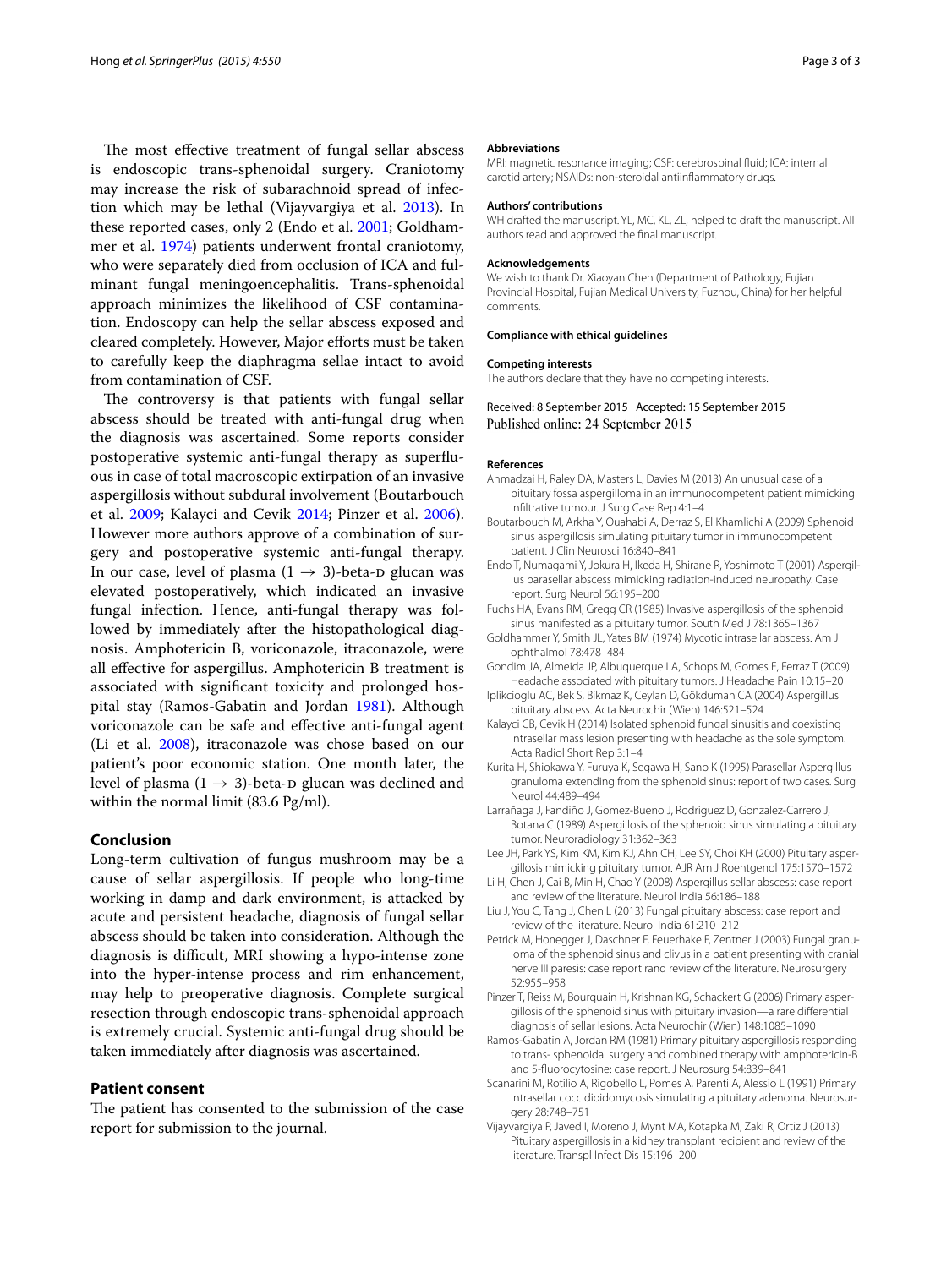The most effective treatment of fungal sellar abscess is endoscopic trans-sphenoidal surgery. Craniotomy may increase the risk of subarachnoid spread of infection which may be lethal (Vijayvargiya et al. 2013). In these reported cases, only 2 (Endo et al. 2001; Goldhammer et al. 1974) patients underwent frontal craniotomy, who were separately died from occlusion of ICA and fulminant fungal meningoencephalitis. Trans-sphenoidal approach minimizes the likelihood of CSF contamination. Endoscopy can help the sellar abscess exposed and cleared completely. However, Major efforts must be taken to carefully keep the diaphragma sellae intact to avoid from contamination of CSF.

The controversy is that patients with fungal sellar abscess should be treated with anti-fungal drug when the diagnosis was ascertained. Some reports consider postoperative systemic anti-fungal therapy as superfluous in case of total macroscopic extirpation of an invasive aspergillosis without subdural involvement (Boutarbouch et al. 2009; Kalayci and Cevik 2014; Pinzer et al. 2006). However more authors approve of a combination of surgery and postoperative systemic anti-fungal therapy. In our case, level of plasma (1 → 3)-beta-D glucan was elevated postoperatively, which indicated an invasive fungal infection. Hence, anti-fungal therapy was followed by immediately after the histopathological diagnosis. Amphotericin B, voriconazole, itraconazole, were all effective for aspergillus. Amphotericin B treatment is associated with significant toxicity and prolonged hospital stay (Ramos-Gabatin and Jordan 1981). Although voriconazole can be safe and effective anti-fungal agent (Li et al. 2008), itraconazole was chose based on our patient's poor economic station. One month later, the level of plasma (1 → 3)-beta-D glucan was declined and within the normal limit (83.6 Pg/ml).

## Conclusion

Long-term cultivation of fungus mushroom may be a cause of sellar aspergillosis. If people who long-time working in damp and dark environment, is attacked by acute and persistent headache, diagnosis of fungal sellar abscess should be taken into consideration. Although the diagnosis is difficult, MRI showing a hypo-intense zone into the hyper-intense process and rim enhancement, may help to preoperative diagnosis. Complete surgical resection through endoscopic trans-sphenoidal approach is extremely crucial. Systemic anti-fungal drug should be taken immediately after diagnosis was ascertained.

## Patient consent

The patient has consented to the submission of the case report for submission to the journal.

### Abbreviations

MRI: magnetic resonance imaging; CSF: cerebrospinal fluid; ICA: internal carotid artery; NSAIDs: non-steroidal antiinflammatory drugs.

### Authors' contributions

WH drafted the manuscript. YL, MC, KL, ZL, helped to draft the manuscript. All authors read and approved the final manuscript.

### Acknowledgements

We wish to thank Dr. Xiaoyan Chen (Department of Pathology, Fujian Provincial Hospital, Fujian Medical University, Fuzhou, China) for her helpful comments.

### Compliance with ethical guidelines

### Competing interests

The authors declare that they have no competing interests.

Received: 8 September 2015 Accepted: 15 September 2015
Published online: 24 September 2015

## References

Ahmadzai H, Raley DA, Masters L, Davies M (2013) An unusual case of a pituitary fossa aspergilloma in an immunocompetent patient mimicking infiltrative tumour. J Surg Case Rep 4:1–4

Boutarbouch M, Arkha Y, Ouahabi A, Derraz S, El Khamlichi A (2009) Sphenoid sinus aspergillosis simulating pituitary tumor in immunocompetent patient. J Clin Neurosci 16:840–841

Endo T, Numagami Y, Jokura H, Ikeda H, Shirane R, Yoshimoto T (2001) Aspergillus parasellar abscess mimicking radiation-induced neuropathy. Case report. Surg Neurol 56:195–200

Fuchs HA, Evans RM, Gregg CR (1985) Invasive aspergillosis of the sphenoid sinus manifested as a pituitary tumor. South Med J 78:1365–1367

Goldhammer Y, Smith JL, Yates BM (1974) Mycotic intrasellar abscess. Am J ophthalmol 78:478–484

Gondim JA, Almeida JP, Albuquerque LA, Schops M, Gomes E, Ferraz T (2009) Headache associated with pituitary tumors. J Headache Pain 10:15–20

Iplikcioglu AC, Bek S, Bikmaz K, Ceylan D, Gökduman CA (2004) Aspergillus pituitary abscess. Acta Neurochir (Wien) 146:521–524

Kalayci CB, Cevik H (2014) Isolated sphenoid fungal sinusitis and coexisting intrasellar mass lesion presenting with headache as the sole symptom. Acta Radiol Short Rep 3:1–4

Kurita H, Shiokawa Y, Furuya K, Segawa H, Sano K (1995) Parasellar Aspergillus granuloma extending from the sphenoid sinus: report of two cases. Surg Neurol 44:489–494

Larrañaga J, Fandiño J, Gomez-Bueno J, Rodriguez D, Gonzalez-Carrero J, Botana C (1989) Aspergillosis of the sphenoid sinus simulating a pituitary tumor. Neuroradiology 31:362–363

Lee JH, Park YS, Kim KM, Kim KJ, Ahn CH, Lee SY, Choi KH (2000) Pituitary aspergillosis mimicking pituitary tumor. AJR Am J Roentgenol 175:1570–1572

Li H, Chen J, Cai B, Min H, Chao Y (2008) Aspergillus sellar abscess: case report and review of the literature. Neurol India 56:186–188

Liu J, You C, Tang J, Chen L (2013) Fungal pituitary abscess: case report and review of the literature. Neurol India 61:210–212

Petrick M, Honegger J, Daschner F, Feuerhake F, Zentner J (2003) Fungal granuloma of the sphenoid sinus and clivus in a patient presenting with cranial nerve III paresis: case report rand review of the literature. Neurosurgery 52:955–958

Pinzer T, Reiss M, Bourquain H, Krishnan KG, Schackert G (2006) Primary aspergillosis of the sphenoid sinus with pituitary invasion—a rare differential diagnosis of sellar lesions. Acta Neurochir (Wien) 148:1085–1090

Ramos-Gabatin A, Jordan RM (1981) Primary pituitary aspergillosis responding to trans- sphenoidal surgery and combined therapy with amphotericin-B and 5-fluorocytosine: case report. J Neurosurg 54:839–841

Scanarini M, Rotilio A, Rigobello L, Pomes A, Parenti A, Alessio L (1991) Primary intrasellar coccidioidomycosis simulating a pituitary adenoma. Neurosurgery 28:748–751

Vijayvargiya P, Javed I, Moreno J, Mynt MA, Kotapka M, Zaki R, Ortiz J (2013) Pituitary aspergillosis in a kidney transplant recipient and review of the literature. Transpl Infect Dis 15:196–200